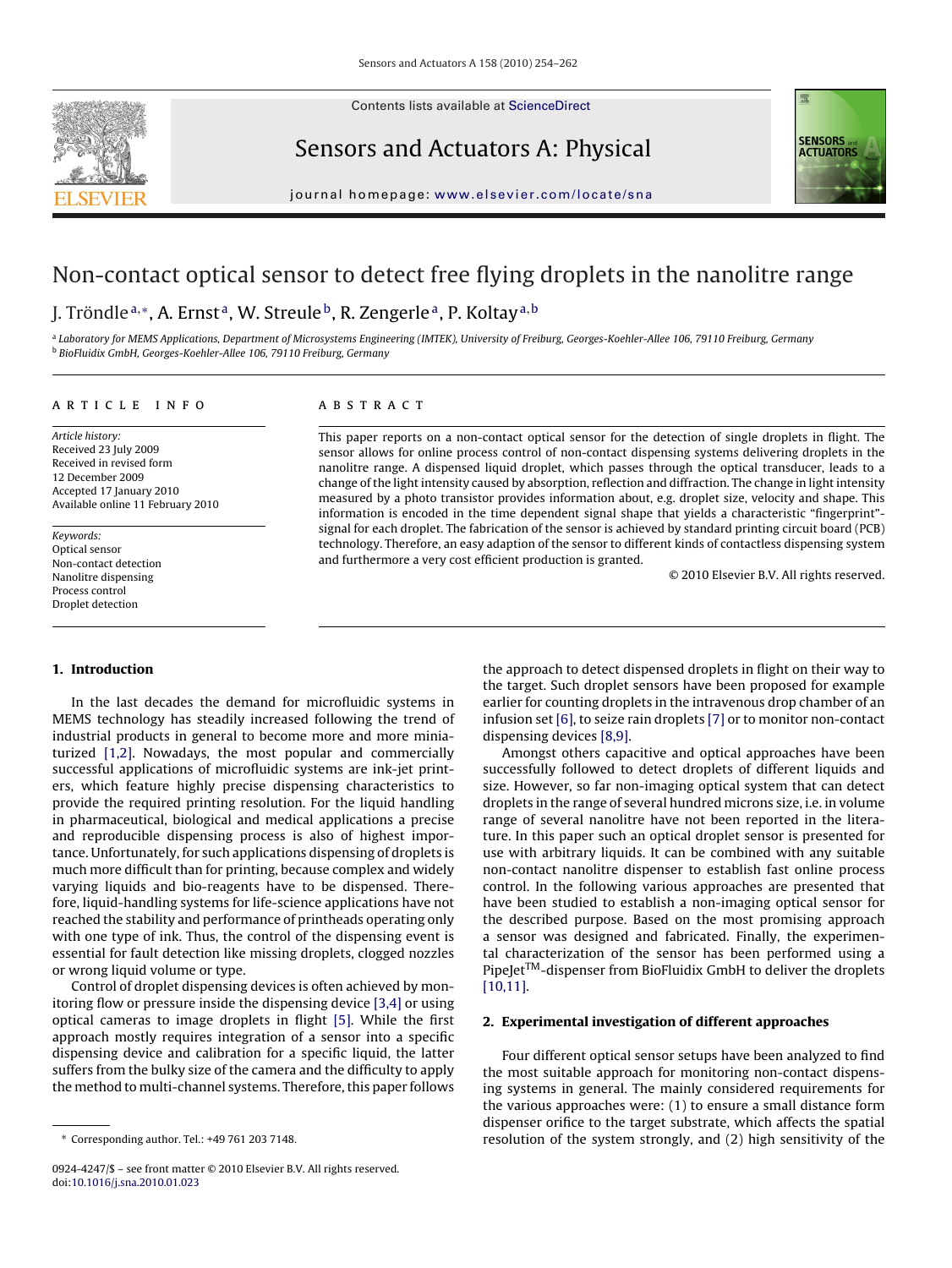Contents lists available at ScienceDirect

# Sensors and Actuators A: Physical

journal homepage: www.elsevier.com/locate/sna

# Non-contact optical sensor to detect free flying droplets in the nanolitre range

J. Tröndle [a,*], A. Ernst [a], W. Streule [b], R. Zengerle [a], P. Koltay [a,b]

[a] Laboratory for MEMS Applications, Department of Microsystems Engineering (IMTEK), University of Freiburg, Georges-Koehler-Allee 106, 79110 Freiburg, Germany
[b] BioFluidix GmbH, Georges-Koehler-Allee 106, 79110 Freiburg, Germany

**ARTICLE INFO**

*Article history:*
Received 23 July 2009
Received in revised form
12 December 2009
Accepted 17 January 2010
Available online 11 February 2010

*Keywords:*
Optical sensor
Non-contact detection
Nanolitre dispensing
Process control
Droplet detection

**ABSTRACT**

This paper reports on a non-contact optical sensor for the detection of single droplets in flight. The sensor allows for online process control of non-contact dispensing systems delivering droplets in the nanolitre range. A dispensed liquid droplet, which passes through the optical transducer, leads to a change of the light intensity caused by absorption, reflection and diffraction. The change in light intensity measured by a photo transistor provides information about, e.g. droplet size, velocity and shape. This information is encoded in the time dependent signal shape that yields a characteristic "fingerprint"-signal for each droplet. The fabrication of the sensor is achieved by standard printing circuit board (PCB) technology. Therefore, an easy adaption of the sensor to different kinds of contactless dispensing system and furthermore a very cost efficient production is granted.

© 2010 Elsevier B.V. All rights reserved.

## 1. Introduction

In the last decades the demand for microfluidic systems in MEMS technology has steadily increased following the trend of industrial products in general to become more and more miniaturized [1,2]. Nowadays, the most popular and commercially successful applications of microfluidic systems are ink-jet printers, which feature highly precise dispensing characteristics to provide the required printing resolution. For the liquid handling in pharmaceutical, biological and medical applications a precise and reproducible dispensing process is also of highest importance. Unfortunately, for such applications dispensing of droplets is much more difficult than for printing, because complex and widely varying liquids and bio-reagents have to be dispensed. Therefore, liquid-handling systems for life-science applications have not reached the stability and performance of printheads operating only with one type of ink. Thus, the control of the dispensing event is essential for fault detection like missing droplets, clogged nozzles or wrong liquid volume or type.

Control of droplet dispensing devices is often achieved by monitoring flow or pressure inside the dispensing device [3,4] or using optical cameras to image droplets in flight [5]. While the first approach mostly requires integration of a sensor into a specific dispensing device and calibration for a specific liquid, the latter suffers from the bulky size of the camera and the difficulty to apply the method to multi-channel systems. Therefore, this paper follows the approach to detect dispensed droplets in flight on their way to the target. Such droplet sensors have been proposed for example earlier for counting droplets in the intravenous drop chamber of an infusion set [6], to seize rain droplets [7] or to monitor non-contact dispensing devices [8,9].

Amongst others capacitive and optical approaches have been successfully followed to detect droplets of different liquids and size. However, so far non-imaging optical system that can detect droplets in the range of several hundred microns size, i.e. in volume range of several nanolitre have not been reported in the literature. In this paper such an optical droplet sensor is presented for use with arbitrary liquids. It can be combined with any suitable non-contact nanolitre dispenser to establish fast online process control. In the following various approaches are presented that have been studied to establish a non-imaging optical sensor for the described purpose. Based on the most promising approach a sensor was designed and fabricated. Finally, the experimental characterization of the sensor has been performed using a PipeJet™-dispenser from BioFluidix GmbH to deliver the droplets [10,11].

## 2. Experimental investigation of different approaches

Four different optical sensor setups have been analyzed to find the most suitable approach for monitoring non-contact dispensing systems in general. The mainly considered requirements for the various approaches were: (1) to ensure a small distance form dispenser orifice to the target substrate, which affects the spatial resolution of the system strongly, and (2) high sensitivity of the

* Corresponding author. Tel.: +49 761 203 7148.

0924-4247/$ – see front matter © 2010 Elsevier B.V. All rights reserved.
doi:10.1016/j.sna.2010.01.023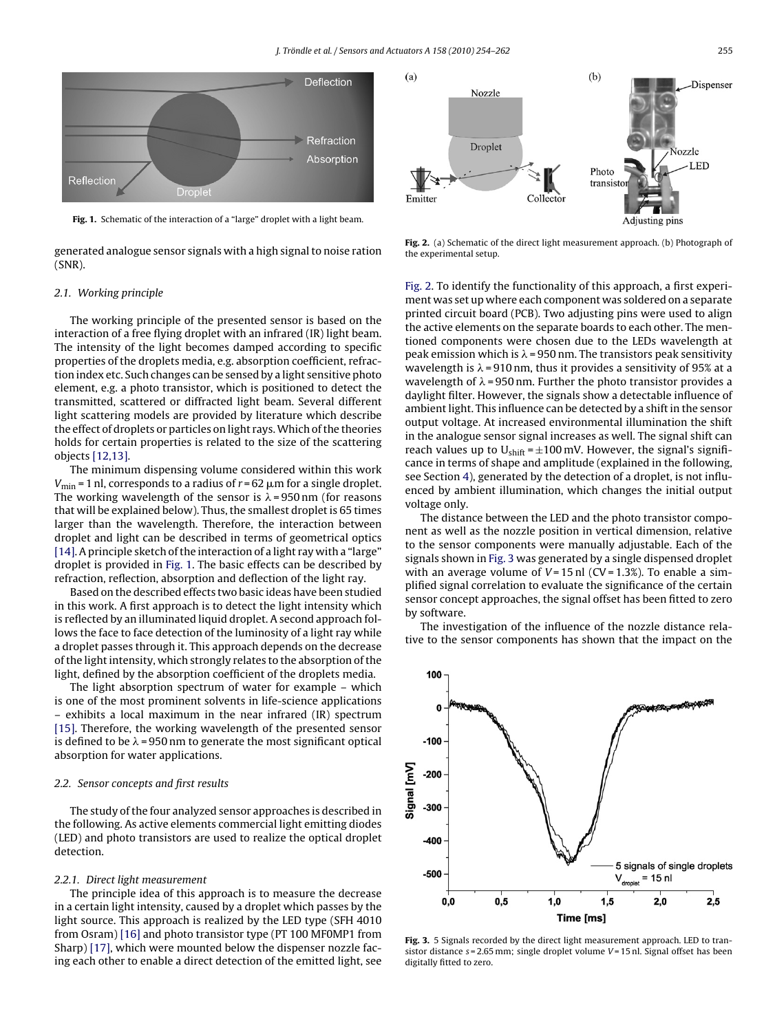Deflection

Refraction

Absorption

Reflection

Droplet

**Fig. 1.** Schematic of the interaction of a "large" droplet with a light beam.

generated analogue sensor signals with a high signal to noise ration (SNR).

### 2.1. Working principle

The working principle of the presented sensor is based on the interaction of a free flying droplet with an infrared (IR) light beam. The intensity of the light becomes damped according to specific properties of the droplets media, e.g. absorption coefficient, refraction index etc. Such changes can be sensed by a light sensitive photo element, e.g. a photo transistor, which is positioned to detect the transmitted, scattered or diffracted light beam. Several different light scattering models are provided by literature which describe the effect of droplets or particles on light rays. Which of the theories holds for certain properties is related to the size of the scattering objects [12,13].

The minimum dispensing volume considered within this work $V_{min}$ = 1 nl, corresponds to a radius of $r$ = 62 μm for a single droplet. The working wavelength of the sensor is $\lambda$ = 950 nm (for reasons that will be explained below). Thus, the smallest droplet is 65 times larger than the wavelength. Therefore, the interaction between droplet and light can be described in terms of geometrical optics [14]. A principle sketch of the interaction of a light ray with a "large" droplet is provided in Fig. 1. The basic effects can be described by refraction, reflection, absorption and deflection of the light ray.

Based on the described effects two basic ideas have been studied in this work. A first approach is to detect the light intensity which is reflected by an illuminated liquid droplet. A second approach follows the face to face detection of the luminosity of a light ray while a droplet passes through it. This approach depends on the decrease of the light intensity, which strongly relates to the absorption of the light, defined by the absorption coefficient of the droplets media.

The light absorption spectrum of water for example – which is one of the most prominent solvents in life-science applications – exhibits a local maximum in the near infrared (IR) spectrum [15]. Therefore, the working wavelength of the presented sensor is defined to be $\lambda$ = 950 nm to generate the most significant optical absorption for water applications.

### 2.2. Sensor concepts and first results

The study of the four analyzed sensor approaches is described in the following. As active elements commercial light emitting diodes (LED) and photo transistors are used to realize the optical droplet detection.

#### 2.2.1. Direct light measurement

The principle idea of this approach is to measure the decrease in a certain light intensity, caused by a droplet which passes by the light source. This approach is realized by the LED type (SFH 4010 from Osram) [16] and photo transistor type (PT 100 MF0MP1 from Sharp) [17], which were mounted below the dispenser nozzle facing each other to enable a direct detection of the emitted light, see Fig. 2. To identify the functionality of this approach, a first experiment was set up where each component was soldered on a separate printed circuit board (PCB). Two adjusting pins were used to align the active elements on the separate boards to each other. The mentioned components were chosen due to the LEDs wavelength at peak emission which is $\lambda$ = 950 nm. The transistors peak sensitivity wavelength is $\lambda$ = 910 nm, thus it provides a sensitivity of 95% at a wavelength of $\lambda$ = 950 nm. Further the photo transistor provides a daylight filter. However, the signals show a detectable influence of ambient light. This influence can be detected by a shift in the sensor output voltage. At increased environmental illumination the shift in the analogue sensor signal increases as well. The signal shift can reach values up to $U_{shift}$ = ±100 mV. However, the signal's significance in terms of shape and amplitude (explained in the following, see Section 4), generated by the detection of a droplet, is not influenced by ambient illumination, which changes the initial output voltage only.

The distance between the LED and the photo transistor component as well as the nozzle position in vertical dimension, relative to the sensor components were manually adjustable. Each of the signals shown in Fig. 3 was generated by a single dispensed droplet with an average volume of $V$ = 15 nl (CV = 1.3%). To enable a simplified signal correlation to evaluate the significance of the certain sensor concept approaches, the signal offset has been fitted to zero by software.

The investigation of the influence of the nozzle distance relative to the sensor components has shown that the impact on the

(a) Nozzle, Droplet, Emitter, Collector

(b) Dispenser, Nozzle, LED, Photo transistor, Adjusting pins

**Fig. 2.** (a) Schematic of the direct light measurement approach. (b) Photograph of the experimental setup.

Signal [mV]

100
0
-100
-200
-300
-400
-500

Time [ms]

0,0 0,5 1,0 1,5 2,0 2,5

5 signals of single droplets
$V_{droplet}$ = 15 nl

**Fig. 3.** 5 Signals recorded by the direct light measurement approach. LED to transistor distance $s$ = 2.65 mm; single droplet volume $V$ = 15 nl. Signal offset has been digitally fitted to zero.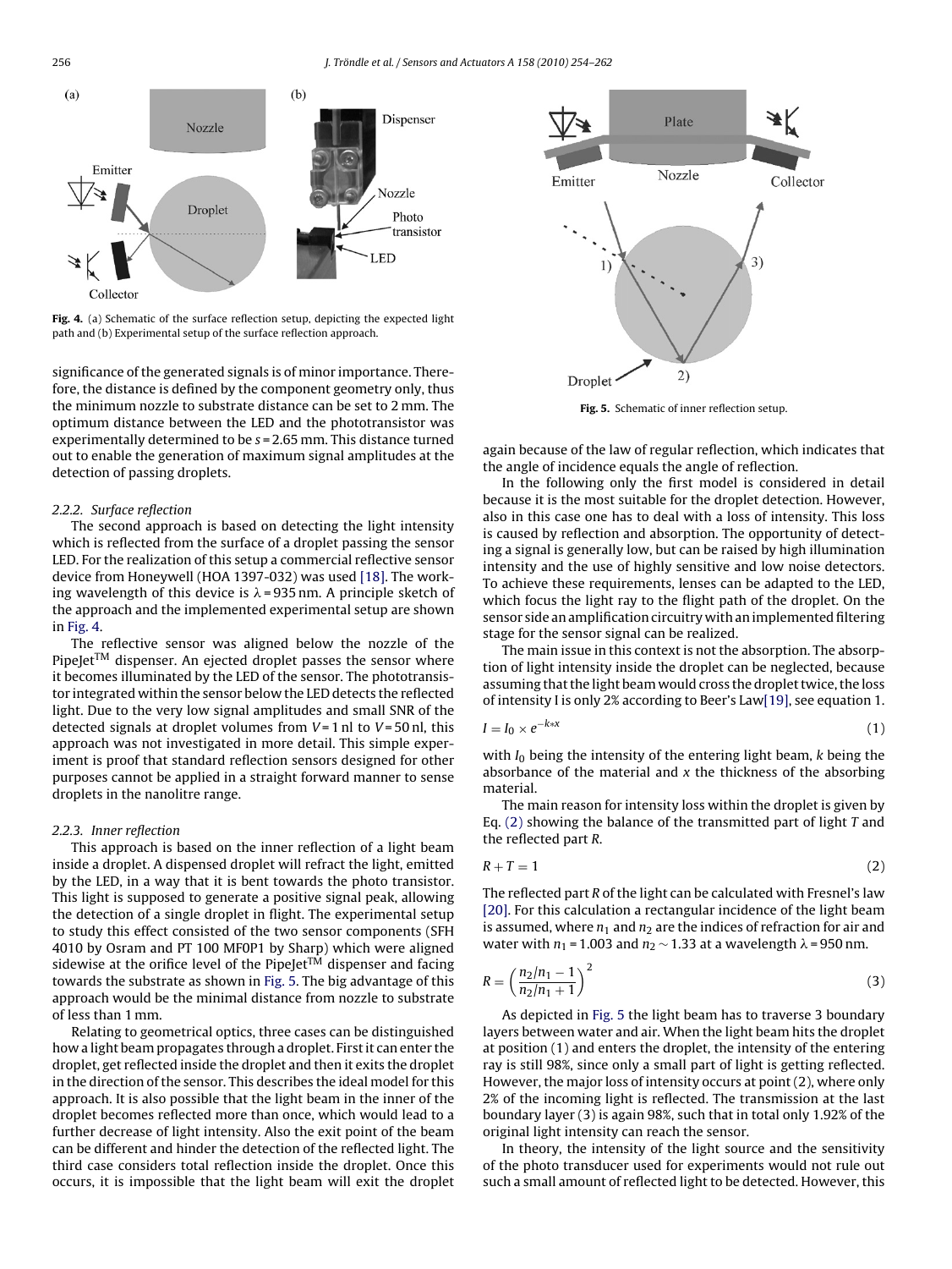(a) Nozzle, Emitter, Droplet, Collector

(b) Dispenser, Nozzle, Photo transistor, LED

**Fig. 4.** (a) Schematic of the surface reflection setup, depicting the expected light path and (b) Experimental setup of the surface reflection approach.

significance of the generated signals is of minor importance. Therefore, the distance is defined by the component geometry only, thus the minimum nozzle to substrate distance can be set to 2 mm. The optimum distance between the LED and the phototransistor was experimentally determined to be $s = 2.65$ mm. This distance turned out to enable the generation of maximum signal amplitudes at the detection of passing droplets.

#### 2.2.2. Surface reflection

The second approach is based on detecting the light intensity which is reflected from the surface of a droplet passing the sensor LED. For the realization of this setup a commercial reflective sensor device from Honeywell (HOA 1397-032) was used [18]. The working wavelength of this device is $\lambda = 935$ nm. A principle sketch of the approach and the implemented experimental setup are shown in Fig. 4.

The reflective sensor was aligned below the nozzle of the PipeJet™ dispenser. An ejected droplet passes the sensor where it becomes illuminated by the LED of the sensor. The phototransistor integrated within the sensor below the LED detects the reflected light. Due to the very low signal amplitudes and small SNR of the detected signals at droplet volumes from $V = 1$ nl to $V = 50$ nl, this approach was not investigated in more detail. This simple experiment is proof that standard reflection sensors designed for other purposes cannot be applied in a straight forward manner to sense droplets in the nanolitre range.

#### 2.2.3. Inner reflection

This approach is based on the inner reflection of a light beam inside a droplet. A dispensed droplet will refract the light, emitted by the LED, in a way that it is bent towards the photo transistor. This light is supposed to generate a positive signal peak, allowing the detection of a single droplet in flight. The experimental setup to study this effect consisted of the two sensor components (SFH 4010 by Osram and PT 100 MF0P1 by Sharp) which were aligned sidewise at the orifice level of the PipeJet™ dispenser and facing towards the substrate as shown in Fig. 5. The big advantage of this approach would be the minimal distance from nozzle to substrate of less than 1 mm.

Relating to geometrical optics, three cases can be distinguished how a light beam propagates through a droplet. First it can enter the droplet, get reflected inside the droplet and then it exits the droplet in the direction of the sensor. This describes the ideal model for this approach. It is also possible that the light beam in the inner of the droplet becomes reflected more than once, which would lead to a further decrease of light intensity. Also the exit point of the beam can be different and hinder the detection of the reflected light. The third case considers total reflection inside the droplet. Once this occurs, it is impossible that the light beam will exit the droplet again because of the law of regular reflection, which indicates that the angle of incidence equals the angle of reflection.

Plate, Emitter, Nozzle, Collector, 1), 2), 3), Droplet

**Fig. 5.** Schematic of inner reflection setup.

In the following only the first model is considered in detail because it is the most suitable for the droplet detection. However, also in this case one has to deal with a loss of intensity. This loss is caused by reflection and absorption. The opportunity of detecting a signal is generally low, but can be raised by high illumination intensity and the use of highly sensitive and low noise detectors. To achieve these requirements, lenses can be adapted to the LED, which focus the light ray to the flight path of the droplet. On the sensor side an amplification circuitry with an implemented filtering stage for the sensor signal can be realized.

The main issue in this context is not the absorption. The absorption of light intensity inside the droplet can be neglected, because assuming that the light beam would cross the droplet twice, the loss of intensity I is only 2% according to Beer's Law[19], see equation 1.

$$I = I_0 \times e^{-k*x} \tag{1}$$

with $I_0$ being the intensity of the entering light beam, $k$ being the absorbance of the material and $x$ the thickness of the absorbing material.

The main reason for intensity loss within the droplet is given by Eq. (2) showing the balance of the transmitted part of light $T$ and the reflected part $R$.

$$R + T = 1 \tag{2}$$

The reflected part $R$ of the light can be calculated with Fresnel's law [20]. For this calculation a rectangular incidence of the light beam is assumed, where $n_1$ and $n_2$ are the indices of refraction for air and water with $n_1 = 1.003$ and $n_2 \sim 1.33$ at a wavelength $\lambda = 950$ nm.

$$R = \left(\frac{n_2/n_1 - 1}{n_2/n_1 + 1}\right)^2 \tag{3}$$

As depicted in Fig. 5 the light beam has to traverse 3 boundary layers between water and air. When the light beam hits the droplet at position (1) and enters the droplet, the intensity of the entering ray is still 98%, since only a small part of light is getting reflected. However, the major loss of intensity occurs at point (2), where only 2% of the incoming light is reflected. The transmission at the last boundary layer (3) is again 98%, such that in total only 1.92% of the original light intensity can reach the sensor.

In theory, the intensity of the light source and the sensitivity of the photo transducer used for experiments would not rule out such a small amount of reflected light to be detected. However, this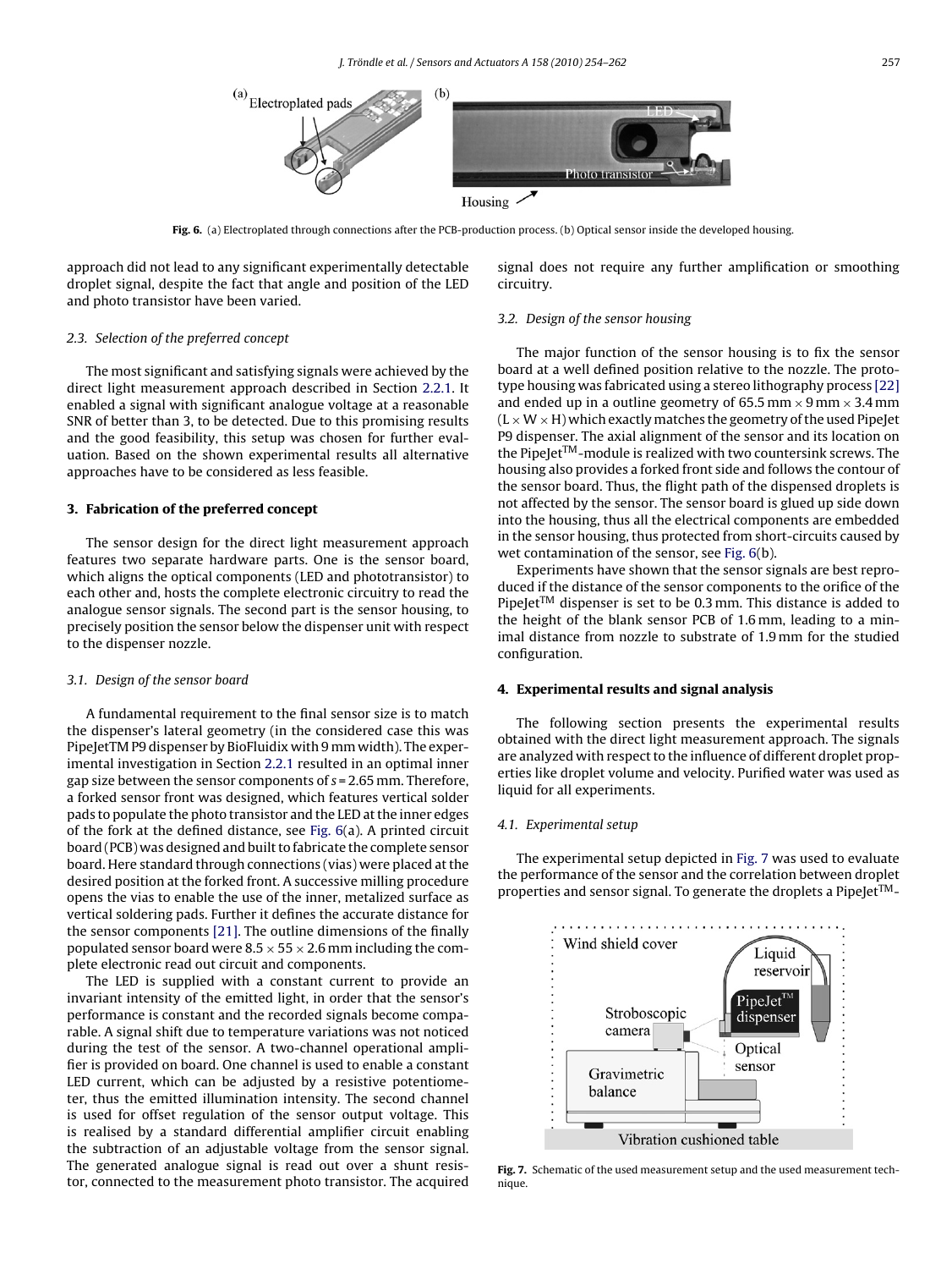(a) Electroplated pads

(b) LED

Photo transistor

Housing

**Fig. 6.** (a) Electroplated through connections after the PCB-production process. (b) Optical sensor inside the developed housing.

approach did not lead to any significant experimentally detectable droplet signal, despite the fact that angle and position of the LED and photo transistor have been varied.

### 2.3. Selection of the preferred concept

The most significant and satisfying signals were achieved by the direct light measurement approach described in Section 2.2.1. It enabled a signal with significant analogue voltage at a reasonable SNR of better than 3, to be detected. Due to this promising results and the good feasibility, this setup was chosen for further evaluation. Based on the shown experimental results all alternative approaches have to be considered as less feasible.

## 3. Fabrication of the preferred concept

The sensor design for the direct light measurement approach features two separate hardware parts. One is the sensor board, which aligns the optical components (LED and phototransistor) to each other and, hosts the complete electronic circuitry to read the analogue sensor signals. The second part is the sensor housing, to precisely position the sensor below the dispenser unit with respect to the dispenser nozzle.

### 3.1. Design of the sensor board

A fundamental requirement to the final sensor size is to match the dispenser's lateral geometry (in the considered case this was PipeJetTM P9 dispenser by BioFluidix with 9 mm width). The experimental investigation in Section 2.2.1 resulted in an optimal inner gap size between the sensor components of $s$ = 2.65 mm. Therefore, a forked sensor front was designed, which features vertical solder pads to populate the photo transistor and the LED at the inner edges of the fork at the defined distance, see Fig. 6(a). A printed circuit board (PCB) was designed and built to fabricate the complete sensor board. Here standard through connections (vias) were placed at the desired position at the forked front. A successive milling procedure opens the vias to enable the use of the inner, metalized surface as vertical soldering pads. Further it defines the accurate distance for the sensor components [21]. The outline dimensions of the finally populated sensor board were 8.5 × 55 × 2.6 mm including the complete electronic read out circuit and components.

The LED is supplied with a constant current to provide an invariant intensity of the emitted light, in order that the sensor's performance is constant and the recorded signals become comparable. A signal shift due to temperature variations was not noticed during the test of the sensor. A two-channel operational amplifier is provided on board. One channel is used to enable a constant LED current, which can be adjusted by a resistive potentiometer, thus the emitted illumination intensity. The second channel is used for offset regulation of the sensor output voltage. This is realised by a standard differential amplifier circuit enabling the subtraction of an adjustable voltage from the sensor signal. The generated analogue signal is read out over a shunt resistor, connected to the measurement photo transistor. The acquired signal does not require any further amplification or smoothing circuitry.

### 3.2. Design of the sensor housing

The major function of the sensor housing is to fix the sensor board at a well defined position relative to the nozzle. The prototype housing was fabricated using a stereo lithography process [22] and ended up in a outline geometry of 65.5 mm × 9 mm × 3.4 mm (L × W × H) which exactly matches the geometry of the used PipeJet P9 dispenser. The axial alignment of the sensor and its location on the PipeJet[TM]-module is realized with two countersink screws. The housing also provides a forked front side and follows the contour of the sensor board. Thus, the flight path of the dispensed droplets is not affected by the sensor. The sensor board is glued up side down into the housing, thus all the electrical components are embedded in the sensor housing, thus protected from short-circuits caused by wet contamination of the sensor, see Fig. 6(b).

Experiments have shown that the sensor signals are best reproduced if the distance of the sensor components to the orifice of the PipeJet[TM] dispenser is set to be 0.3 mm. This distance is added to the height of the blank sensor PCB of 1.6 mm, leading to a minimal distance from nozzle to substrate of 1.9 mm for the studied configuration.

## 4. Experimental results and signal analysis

The following section presents the experimental results obtained with the direct light measurement approach. The signals are analyzed with respect to the influence of different droplet properties like droplet volume and velocity. Purified water was used as liquid for all experiments.

### 4.1. Experimental setup

The experimental setup depicted in Fig. 7 was used to evaluate the performance of the sensor and the correlation between droplet properties and sensor signal. To generate the droplets a PipeJet[TM]-

Wind shield cover

Liquid reservoir

PipeJet[TM] dispenser

Stroboscopic camera

Optical sensor

Gravimetric balance

Vibration cushioned table

**Fig. 7.** Schematic of the used measurement setup and the used measurement technique.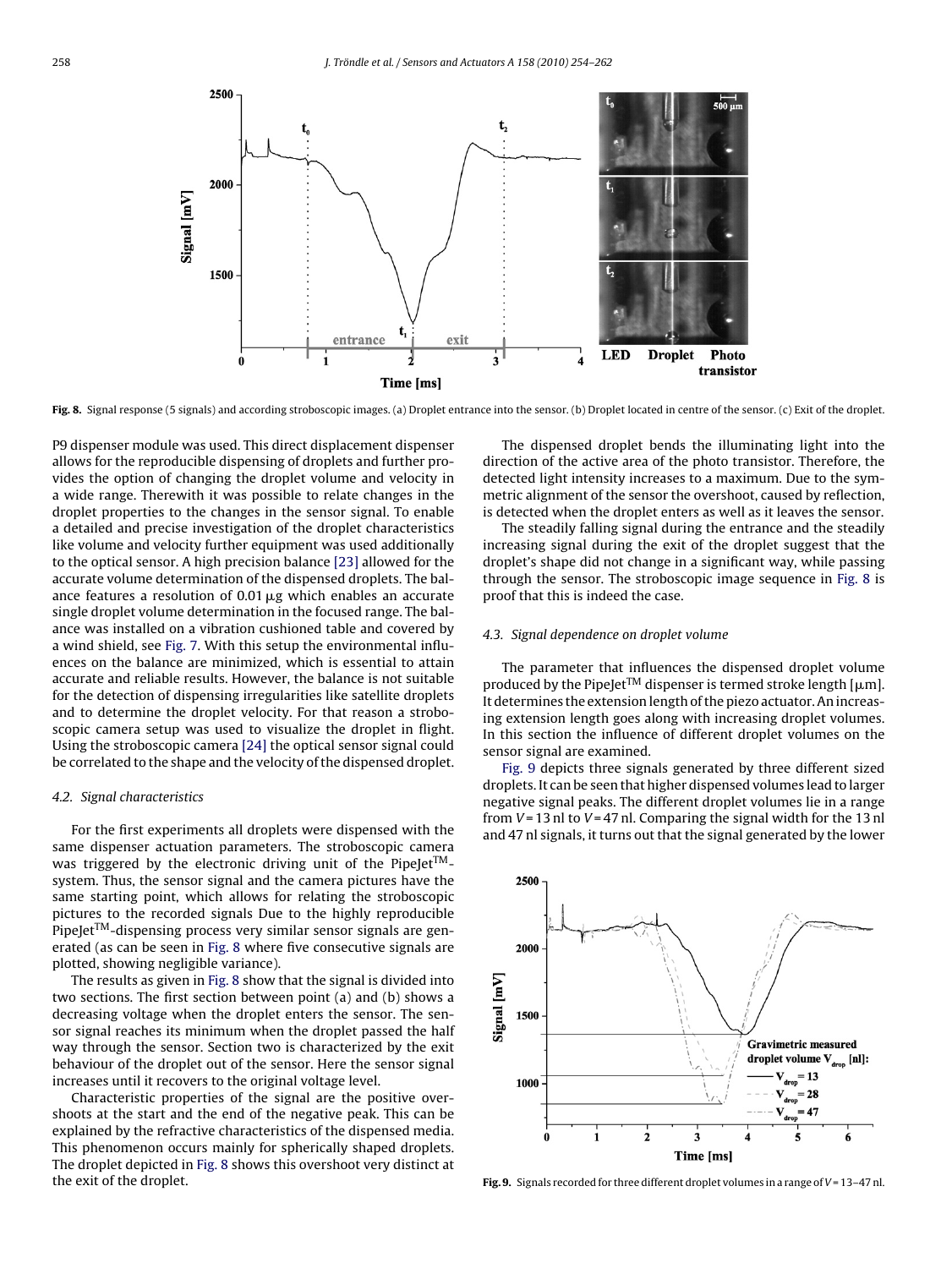2500

2000

1500

Signal [mV]

$t_0$

$t_2$

$t_1$

entrance

exit

0 1 2 3 4

Time [ms]

$t_0$ 500 μm

$t_1$

$t_2$

LED Droplet Photo transistor

**Fig. 8.** Signal response (5 signals) and according stroboscopic images. (a) Droplet entrance into the sensor. (b) Droplet located in centre of the sensor. (c) Exit of the droplet.

P9 dispenser module was used. This direct displacement dispenser allows for the reproducible dispensing of droplets and further provides the option of changing the droplet volume and velocity in a wide range. Therewith it was possible to relate changes in the droplet properties to the changes in the sensor signal. To enable a detailed and precise investigation of the droplet characteristics like volume and velocity further equipment was used additionally to the optical sensor. A high precision balance [23] allowed for the accurate volume determination of the dispensed droplets. The balance features a resolution of 0.01 μg which enables an accurate single droplet volume determination in the focused range. The balance was installed on a vibration cushioned table and covered by a wind shield, see Fig. 7. With this setup the environmental influences on the balance are minimized, which is essential to attain accurate and reliable results. However, the balance is not suitable for the detection of dispensing irregularities like satellite droplets and to determine the droplet velocity. For that reason a stroboscopic camera setup was used to visualize the droplet in flight. Using the stroboscopic camera [24] the optical sensor signal could be correlated to the shape and the velocity of the dispensed droplet.

#### 4.2. Signal characteristics

For the first experiments all droplets were dispensed with the same dispenser actuation parameters. The stroboscopic camera was triggered by the electronic driving unit of the PipeJet™-system. Thus, the sensor signal and the camera pictures have the same starting point, which allows for relating the stroboscopic pictures to the recorded signals Due to the highly reproducible PipeJet™-dispensing process very similar sensor signals are generated (as can be seen in Fig. 8 where five consecutive signals are plotted, showing negligible variance).

The results as given in Fig. 8 show that the signal is divided into two sections. The first section between point (a) and (b) shows a decreasing voltage when the droplet enters the sensor. The sensor signal reaches its minimum when the droplet passed the half way through the sensor. Section two is characterized by the exit behaviour of the droplet out of the sensor. Here the sensor signal increases until it recovers to the original voltage level.

Characteristic properties of the signal are the positive overshoots at the start and the end of the negative peak. This can be explained by the refractive characteristics of the dispensed media. This phenomenon occurs mainly for spherically shaped droplets. The droplet depicted in Fig. 8 shows this overshoot very distinct at the exit of the droplet.

The dispensed droplet bends the illuminating light into the direction of the active area of the photo transistor. Therefore, the detected light intensity increases to a maximum. Due to the symmetric alignment of the sensor the overshoot, caused by reflection, is detected when the droplet enters as well as it leaves the sensor.

The steadily falling signal during the entrance and the steadily increasing signal during the exit of the droplet suggest that the droplet's shape did not change in a significant way, while passing through the sensor. The stroboscopic image sequence in Fig. 8 is proof that this is indeed the case.

#### 4.3. Signal dependence on droplet volume

The parameter that influences the dispensed droplet volume produced by the PipeJet™ dispenser is termed stroke length [μm]. It determines the extension length of the piezo actuator. An increasing extension length goes along with increasing droplet volumes. In this section the influence of different droplet volumes on the sensor signal are examined.

Fig. 9 depicts three signals generated by three different sized droplets. It can be seen that higher dispensed volumes lead to larger negative signal peaks. The different droplet volumes lie in a range from $V = 13$ nl to $V = 47$ nl. Comparing the signal width for the 13 nl and 47 nl signals, it turns out that the signal generated by the lower

2500

2000

1500

1000

Signal [mV]

0 1 2 3 4 5 6

Time [ms]

Gravimetric measured droplet volume $V_{drop}$ [nl]:

$V_{drop} = 13$

$V_{drop} = 28$

$V_{drop} = 47$

**Fig. 9.** Signals recorded for three different droplet volumes in a range of $V = 13–47$ nl.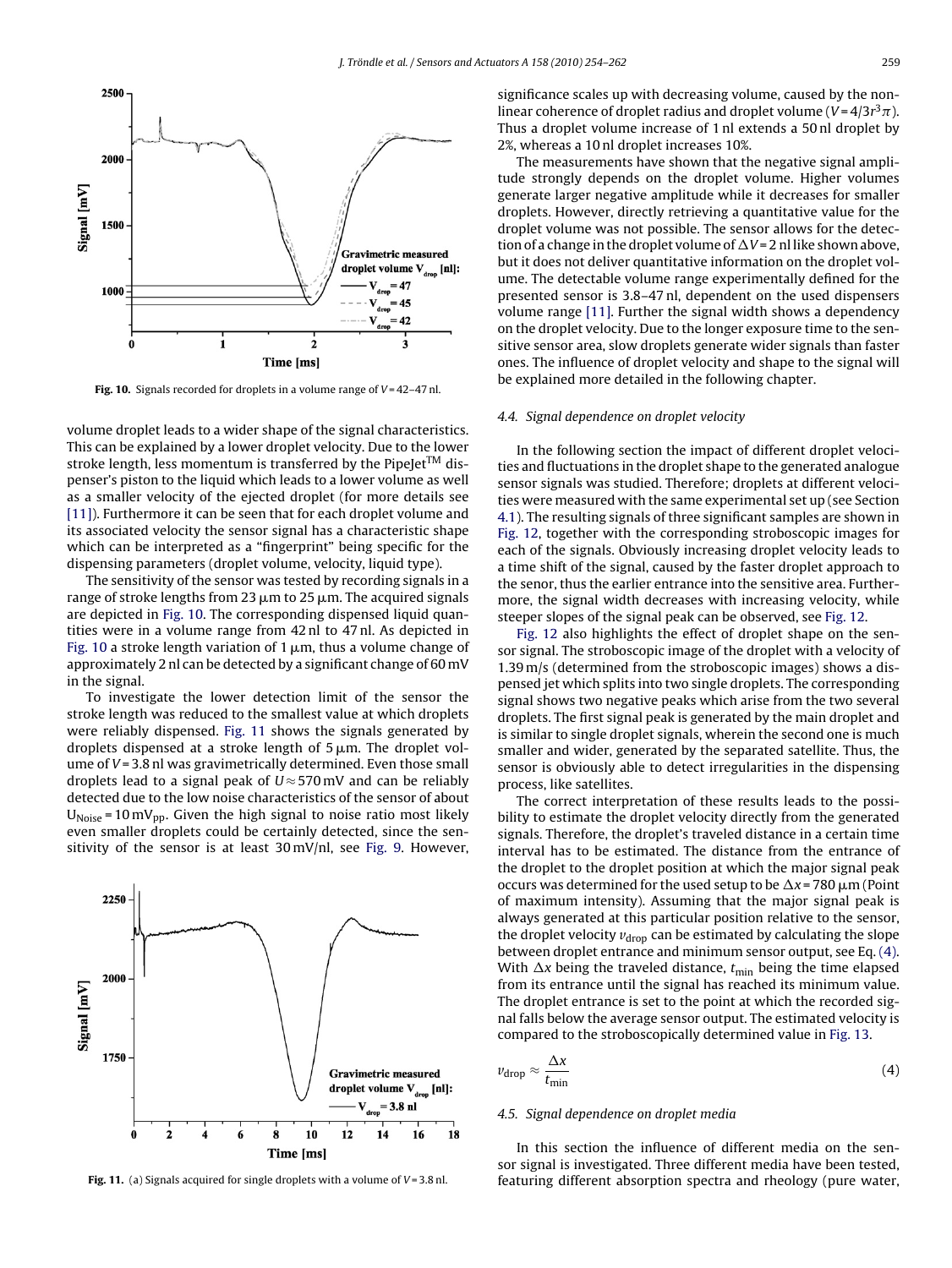2500
2000
1500
1000
0
1
2
3
Signal [mV]
Time [ms]
Gravimetric measured droplet volume $V_{drop}$ [nl]:
$V_{drop}$ = 47
$V_{drop}$ = 45
$V_{drop}$ = 42

**Fig. 10.** Signals recorded for droplets in a volume range of $V$ = 42–47 nl.

volume droplet leads to a wider shape of the signal characteristics. This can be explained by a lower droplet velocity. Due to the lower stroke length, less momentum is transferred by the PipeJet™ dispenser's piston to the liquid which leads to a lower volume as well as a smaller velocity of the ejected droplet (for more details see [11]). Furthermore it can be seen that for each droplet volume and its associated velocity the sensor signal has a characteristic shape which can be interpreted as a "fingerprint" being specific for the dispensing parameters (droplet volume, velocity, liquid type).

The sensitivity of the sensor was tested by recording signals in a range of stroke lengths from 23 μm to 25 μm. The acquired signals are depicted in Fig. 10. The corresponding dispensed liquid quantities were in a volume range from 42 nl to 47 nl. As depicted in Fig. 10 a stroke length variation of 1 μm, thus a volume change of approximately 2 nl can be detected by a significant change of 60 mV in the signal.

To investigate the lower detection limit of the sensor the stroke length was reduced to the smallest value at which droplets were reliably dispensed. Fig. 11 shows the signals generated by droplets dispensed at a stroke length of 5 μm. The droplet volume of $V$ = 3.8 nl was gravimetrically determined. Even those small droplets lead to a signal peak of $U \approx 570$ mV and can be reliably detected due to the low noise characteristics of the sensor of about $U_{Noise} = 10\,\text{mV}_{pp}$. Given the high signal to noise ratio most likely even smaller droplets could be certainly detected, since the sensitivity of the sensor is at least 30 mV/nl, see Fig. 9. However,

2250
2000
1750
0
2
4
6
8
10
12
14
16
18
Signal [mV]
Time [ms]
Gravimetric measured droplet volume $V_{drop}$ [nl]:
$V_{drop}$ = 3.8 nl

**Fig. 11.** (a) Signals acquired for single droplets with a volume of $V$ = 3.8 nl.

significance scales up with decreasing volume, caused by the non-linear coherence of droplet radius and droplet volume ($V = 4/3r^3\pi$). Thus a droplet volume increase of 1 nl extends a 50 nl droplet by 2%, whereas a 10 nl droplet increases 10%.

The measurements have shown that the negative signal amplitude strongly depends on the droplet volume. Higher volumes generate larger negative amplitude while it decreases for smaller droplets. However, directly retrieving a quantitative value for the droplet volume was not possible. The sensor allows for the detection of a change in the droplet volume of $\Delta V$ = 2 nl like shown above, but it does not deliver quantitative information on the droplet volume. The detectable volume range experimentally defined for the presented sensor is 3.8–47 nl, dependent on the used dispensers volume range [11]. Further the signal width shows a dependency on the droplet velocity. Due to the longer exposure time to the sensitive sensor area, slow droplets generate wider signals than faster ones. The influence of droplet velocity and shape to the signal will be explained more detailed in the following chapter.

### 4.4. Signal dependence on droplet velocity

In the following section the impact of different droplet velocities and fluctuations in the droplet shape to the generated analogue sensor signals was studied. Therefore; droplets at different velocities were measured with the same experimental set up (see Section 4.1). The resulting signals of three significant samples are shown in Fig. 12, together with the corresponding stroboscopic images for each of the signals. Obviously increasing droplet velocity leads to a time shift of the signal, caused by the faster droplet approach to the senor, thus the earlier entrance into the sensitive area. Furthermore, the signal width decreases with increasing velocity, while steeper slopes of the signal peak can be observed, see Fig. 12.

Fig. 12 also highlights the effect of droplet shape on the sensor signal. The stroboscopic image of the droplet with a velocity of 1.39 m/s (determined from the stroboscopic images) shows a dispensed jet which splits into two single droplets. The corresponding signal shows two negative peaks which arise from the two several droplets. The first signal peak is generated by the main droplet and is similar to single droplet signals, wherein the second one is much smaller and wider, generated by the separated satellite. Thus, the sensor is obviously able to detect irregularities in the dispensing process, like satellites.

The correct interpretation of these results leads to the possibility to estimate the droplet velocity directly from the generated signals. Therefore, the droplet's traveled distance in a certain time interval has to be estimated. The distance from the entrance of the droplet to the droplet position at which the major signal peak occurs was determined for the used setup to be $\Delta x$ = 780 μm (Point of maximum intensity). Assuming that the major signal peak is always generated at this particular position relative to the sensor, the droplet velocity $v_{drop}$ can be estimated by calculating the slope between droplet entrance and minimum sensor output, see Eq. (4). With $\Delta x$ being the traveled distance, $t_{min}$ being the time elapsed from its entrance until the signal has reached its minimum value. The droplet entrance is set to the point at which the recorded signal falls below the average sensor output. The estimated velocity is compared to the stroboscopically determined value in Fig. 13.

$$v_{drop} \approx \frac{\Delta x}{t_{min}} \tag{4}$$

### 4.5. Signal dependence on droplet media

In this section the influence of different media on the sensor signal is investigated. Three different media have been tested, featuring different absorption spectra and rheology (pure water,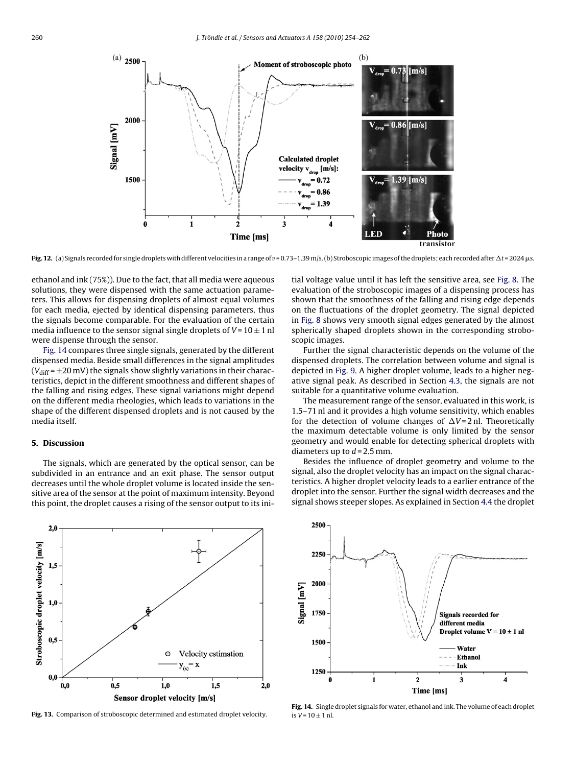(a)

Moment of stroboscopic photo

Signal [mV]

2500

2000

1500

0 1 2 3 4

Time [ms]

Calculated droplet velocity $v_{drop}$ [m/s]:

$v_{drop}$ = 0.72

$v_{drop}$ = 0.86

$v_{drop}$ = 1.39

(b)

$V_{drop}$ = 0.73 [m/s]

$V_{drop}$ = 0.86 [m/s]

$V_{drop}$ = 1.39 [m/s]

LED

Photo transistor

**Fig. 12.** (a) Signals recorded for single droplets with different velocities in a range of $v = 0.73–1.39$ m/s. (b) Stroboscopic images of the droplets; each recorded after $\Delta t = 2024$ μs.

ethanol and ink (75%)). Due to the fact, that all media were aqueous solutions, they were dispensed with the same actuation parameters. This allows for dispensing droplets of almost equal volumes for each media, ejected by identical dispensing parameters, thus the signals become comparable. For the evaluation of the certain media influence to the sensor signal single droplets of $V = 10 \pm 1$ nl were dispense through the sensor.

Fig. 14 compares three single signals, generated by the different dispensed media. Beside small differences in the signal amplitudes ($V_{diff} = \pm 20$ mV) the signals show slightly variations in their characteristics, depict in the different smoothness and different shapes of the falling and rising edges. These signal variations might depend on the different media rheologies, which leads to variations in the shape of the different dispensed droplets and is not caused by the media itself.

## 5. Discussion

The signals, which are generated by the optical sensor, can be subdivided in an entrance and an exit phase. The sensor output decreases until the whole droplet volume is located inside the sensitive area of the sensor at the point of maximum intensity. Beyond this point, the droplet causes a rising of the sensor output to its initial voltage value until it has left the sensitive area, see Fig. 8. The evaluation of the stroboscopic images of a dispensing process has shown that the smoothness of the falling and rising edge depends on the fluctuations of the droplet geometry. The signal depicted in Fig. 8 shows very smooth signal edges generated by the almost spherically shaped droplets shown in the corresponding stroboscopic images.

Further the signal characteristic depends on the volume of the dispensed droplets. The correlation between volume and signal is depicted in Fig. 9. A higher droplet volume, leads to a higher negative signal peak. As described in Section 4.3, the signals are not suitable for a quantitative volume evaluation.

The measurement range of the sensor, evaluated in this work, is 1.5–71 nl and it provides a high volume sensitivity, which enables for the detection of volume changes of $\Delta V = 2$ nl. Theoretically the maximum detectable volume is only limited by the sensor geometry and would enable for detecting spherical droplets with diameters up to $d = 2.5$ mm.

Besides the influence of droplet geometry and volume to the signal, also the droplet velocity has an impact on the signal characteristics. A higher droplet velocity leads to a earlier entrance of the droplet into the sensor. Further the signal width decreases and the signal shows steeper slopes. As explained in Section 4.4 the droplet

Stroboscopic droplet velocity [m/s]

2,0

1,5

1,0

0,5

0,0

0,0 0,5 1,0 1,5 2,0

Sensor droplet velocity [m/s]

Velocity estimation

$y_{(x)} = x$

**Fig. 13.** Comparison of stroboscopic determined and estimated droplet velocity.

Signal [mV]

2500

2250

2000

1750

1500

1250

0 1 2 3 4

Time [ms]

Signals recorded for different media

Droplet volume V = 10 ± 1 nl

Water

Ethanol

Ink

**Fig. 14.** Single droplet signals for water, ethanol and ink. The volume of each droplet is $V = 10 \pm 1$ nl.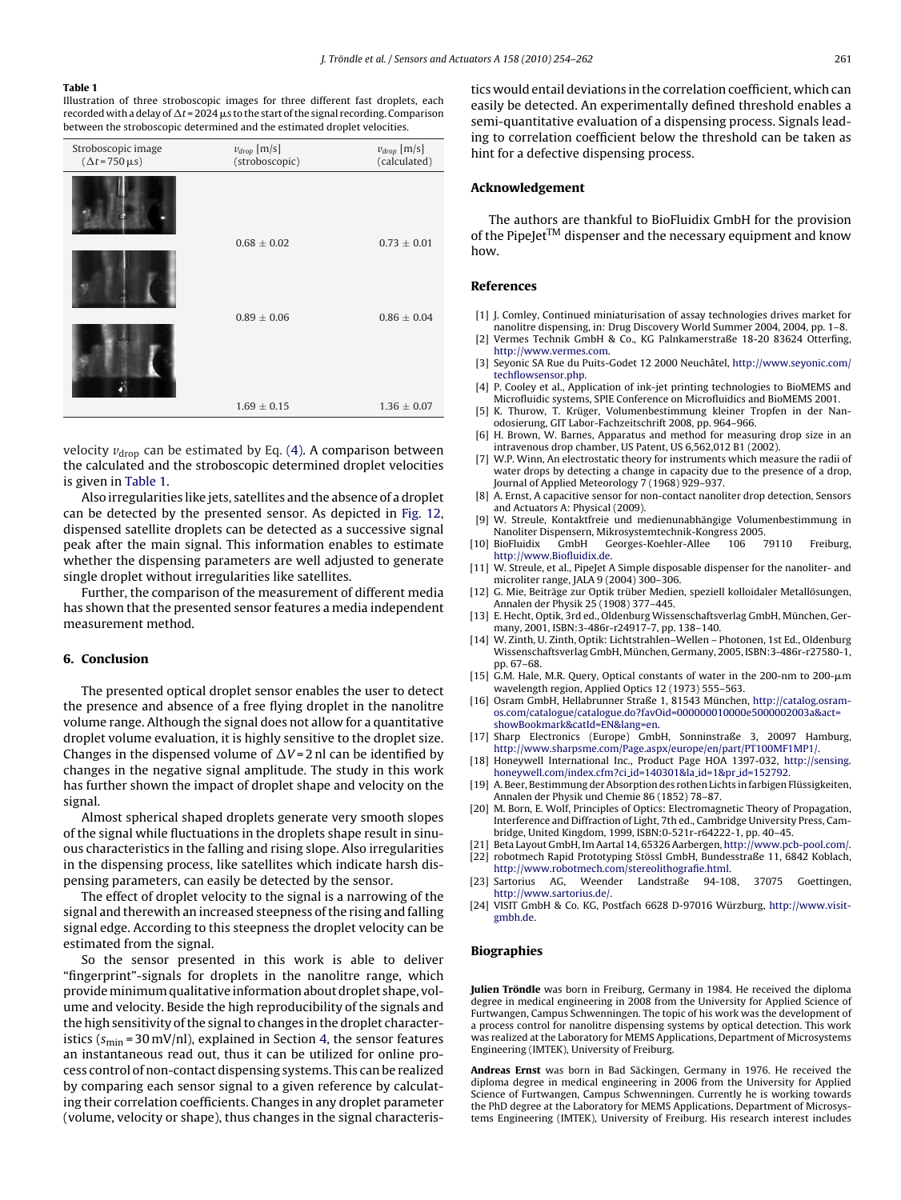**Table 1**
Illustration of three stroboscopic images for three different fast droplets, each recorded with a delay of $\Delta t = 2024\,\mu s$ to the start of the signal recording. Comparison between the stroboscopic determined and the estimated droplet velocities.

| Stroboscopic image ($\Delta t = 750\,\mu s$) | $v_{drop}$ [m/s] (stroboscopic) | $v_{drop}$ [m/s] (calculated) |
|---|---|---|
| | $0.68 \pm 0.02$ | $0.73 \pm 0.01$ |
| | $0.89 \pm 0.06$ | $0.86 \pm 0.04$ |
| | $1.69 \pm 0.15$ | $1.36 \pm 0.07$ |

velocity $v_{drop}$ can be estimated by Eq. (4). A comparison between the calculated and the stroboscopic determined droplet velocities is given in Table 1.

Also irregularities like jets, satellites and the absence of a droplet can be detected by the presented sensor. As depicted in Fig. 12, dispensed satellite droplets can be detected as a successive signal peak after the main signal. This information enables to estimate whether the dispensing parameters are well adjusted to generate single droplet without irregularities like satellites.

Further, the comparison of the measurement of different media has shown that the presented sensor features a media independent measurement method.

## 6. Conclusion

The presented optical droplet sensor enables the user to detect the presence and absence of a free flying droplet in the nanolitre volume range. Although the signal does not allow for a quantitative droplet volume evaluation, it is highly sensitive to the droplet size. Changes in the dispensed volume of $\Delta V = 2$ nl can be identified by changes in the negative signal amplitude. The study in this work has further shown the impact of droplet shape and velocity on the signal.

Almost spherical shaped droplets generate very smooth slopes of the signal while fluctuations in the droplets shape result in sinuous characteristics in the falling and rising slope. Also irregularities in the dispensing process, like satellites which indicate harsh dispensing parameters, can easily be detected by the sensor.

The effect of droplet velocity to the signal is a narrowing of the signal and therewith an increased steepness of the rising and falling signal edge. According to this steepness the droplet velocity can be estimated from the signal.

So the sensor presented in this work is able to deliver "fingerprint"-signals for droplets in the nanolitre range, which provide minimum qualitative information about droplet shape, volume and velocity. Beside the high reproducibility of the signals and the high sensitivity of the signal to changes in the droplet characteristics ($s_{min} = 30$ mV/nl), explained in Section 4, the sensor features an instantaneous read out, thus it can be utilized for online process control of non-contact dispensing systems. This can be realized by comparing each sensor signal to a given reference by calculating their correlation coefficients. Changes in any droplet parameter (volume, velocity or shape), thus changes in the signal characteristics would entail deviations in the correlation coefficient, which can easily be detected. An experimentally defined threshold enables a semi-quantitative evaluation of a dispensing process. Signals leading to correlation coefficient below the threshold can be taken as hint for a defective dispensing process.

## Acknowledgement

The authors are thankful to BioFluidix GmbH for the provision of the PipeJet™ dispenser and the necessary equipment and know how.

## References

[1] J. Comley, Continued miniaturisation of assay technologies drives market for nanolitre dispensing, in: Drug Discovery World Summer 2004, 2004, pp. 1–8.
[2] Vermes Technik GmbH & Co., KG Palnkamerstraße 18-20 83624 Otterfing, http://www.vermes.com.
[3] Seyonic SA Rue du Puits-Godet 12 2000 Neuchâtel, http://www.seyonic.com/techflowsensor.php.
[4] P. Cooley et al., Application of ink-jet printing technologies to BioMEMS and Microfluidic systems, SPIE Conference on Microfluidics and BioMEMS 2001.
[5] K. Thurow, T. Krüger, Volumenbestimmung kleiner Tropfen in der Nanodosierung, GIT Labor-Fachzeitschrift 2008, pp. 964–966.
[6] H. Brown, W. Barnes, Apparatus and method for measuring drop size in an intravenous drop chamber, US Patent, US 6,562,012 B1 (2002).
[7] W.P. Winn, An electrostatic theory for instruments which measure the radii of water drops by detecting a change in capacity due to the presence of a drop, Journal of Applied Meteorology 7 (1968) 929–937.
[8] A. Ernst, A capacitive sensor for non-contact nanoliter drop detection, Sensors and Actuators A: Physical (2009).
[9] W. Streule, Kontaktfreie und medienunabhängige Volumenbestimmung in Nanoliter Dispensern, Mikrosystemtechnik-Kongress 2005.
[10] BioFluidix GmbH Georges-Koehler-Allee 106 79110 Freiburg, http://www.Biofluidix.de.
[11] W. Streule, et al., PipeJet A Simple disposable dispenser for the nanoliter- and microliter range, JALA 9 (2004) 300–306.
[12] G. Mie, Beiträge zur Optik trüber Medien, speziell kolloidaler Metallösungen, Annalen der Physik 25 (1908) 377–445.
[13] E. Hecht, Optik, 3rd ed., Oldenburg Wissenschaftsverlag GmbH, München, Germany, 2001, ISBN:3-486r-r24917-7, pp. 138–140.
[14] W. Zinth, U. Zinth, Optik: Lichtstrahlen–Wellen – Photonen, 1st Ed., Oldenburg Wissenschaftsverlag GmbH, München, Germany, 2005, ISBN:3-486r-r27580-1, pp. 67–68.
[15] G.M. Hale, M.R. Query, Optical constants of water in the 200-nm to 200-µm wavelength region, Applied Optics 12 (1973) 555–563.
[16] Osram GmbH, Hellabrunner Straße 1, 81543 München, http://catalog.osram-os.com/catalogue/catalogue.do?favOid=000000010000e5000002003a&act=showBookmark&catId=EN&lang=en.
[17] Sharp Electronics (Europe) GmbH, Sonninstraße 3, 20097 Hamburg, http://www.sharpsme.com/Page.aspx/europe/en/part/PT100MF1MP1/.
[18] Honeywell International Inc., Product Page HOA 1397-032, http://sensing.honeywell.com/index.cfm?ci_id=140301&la_id=1&pr_id=152792.
[19] A. Beer, Bestimmung der Absorption des rothen Lichts in farbigen Flüssigkeiten, Annalen der Physik und Chemie 86 (1852) 78–87.
[20] M. Born, E. Wolf, Principles of Optics: Electromagnetic Theory of Propagation, Interference and Diffraction of Light, 7th ed., Cambridge University Press, Cambridge, United Kingdom, 1999, ISBN:0-521r-r64222-1, pp. 40–45.
[21] Beta Layout GmbH, Im Aartal 14, 65326 Aarbergen, http://www.pcb-pool.com/.
[22] robotmech Rapid Prototyping Stössl GmbH, Bundesstraße 11, 6842 Koblach, http://www.robotmech.com/stereolithografie.html.
[23] Sartorius AG, Weender Landstraße 94-108, 37075 Goettingen, http://www.sartorius.de/.
[24] VISIT GmbH & Co. KG, Postfach 6628 D-97016 Würzburg, http://www.visit-gmbh.de.

## Biographies

**Julien Tröndle** was born in Freiburg, Germany in 1984. He received the diploma degree in medical engineering in 2008 from the University for Applied Science of Furtwangen, Campus Schwenningen. The topic of his work was the development of a process control for nanolitre dispensing systems by optical detection. This work was realized at the Laboratory for MEMS Applications, Department of Microsystems Engineering (IMTEK), University of Freiburg.

**Andreas Ernst** was born in Bad Säckingen, Germany in 1976. He received the diploma degree in medical engineering in 2006 from the University for Applied Science of Furtwangen, Campus Schwenningen. Currently he is working towards the PhD degree at the Laboratory for MEMS Applications, Department of Microsystems Engineering (IMTEK), University of Freiburg. His research interest includes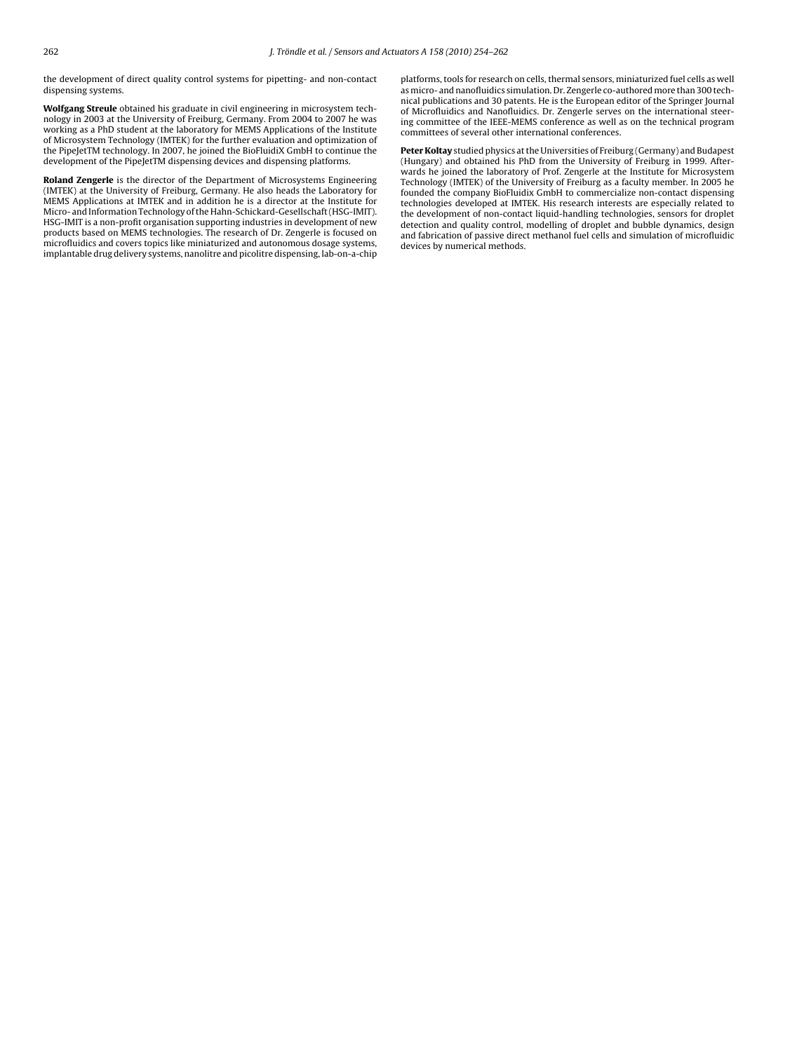the development of direct quality control systems for pipetting- and non-contact dispensing systems.

**Wolfgang Streule** obtained his graduate in civil engineering in microsystem technology in 2003 at the University of Freiburg, Germany. From 2004 to 2007 he was working as a PhD student at the laboratory for MEMS Applications of the Institute of Microsystem Technology (IMTEK) for the further evaluation and optimization of the PipeJetTM technology. In 2007, he joined the BioFluidiX GmbH to continue the development of the PipeJetTM dispensing devices and dispensing platforms.

**Roland Zengerle** is the director of the Department of Microsystems Engineering (IMTEK) at the University of Freiburg, Germany. He also heads the Laboratory for MEMS Applications at IMTEK and in addition he is a director at the Institute for Micro- and Information Technology of the Hahn-Schickard-Gesellschaft (HSG-IMIT). HSG-IMIT is a non-profit organisation supporting industries in development of new products based on MEMS technologies. The research of Dr. Zengerle is focused on microfluidics and covers topics like miniaturized and autonomous dosage systems, implantable drug delivery systems, nanolitre and picolitre dispensing, lab-on-a-chip platforms, tools for research on cells, thermal sensors, miniaturized fuel cells as well as micro- and nanofluidics simulation. Dr. Zengerle co-authored more than 300 technical publications and 30 patents. He is the European editor of the Springer Journal of Microfluidics and Nanofluidics. Dr. Zengerle serves on the international steering committee of the IEEE-MEMS conference as well as on the technical program committees of several other international conferences.

**Peter Koltay** studied physics at the Universities of Freiburg (Germany) and Budapest (Hungary) and obtained his PhD from the University of Freiburg in 1999. Afterwards he joined the laboratory of Prof. Zengerle at the Institute for Microsystem Technology (IMTEK) of the University of Freiburg as a faculty member. In 2005 he founded the company BioFluidix GmbH to commercialize non-contact dispensing technologies developed at IMTEK. His research interests are especially related to the development of non-contact liquid-handling technologies, sensors for droplet detection and quality control, modelling of droplet and bubble dynamics, design and fabrication of passive direct methanol fuel cells and simulation of microfluidic devices by numerical methods.